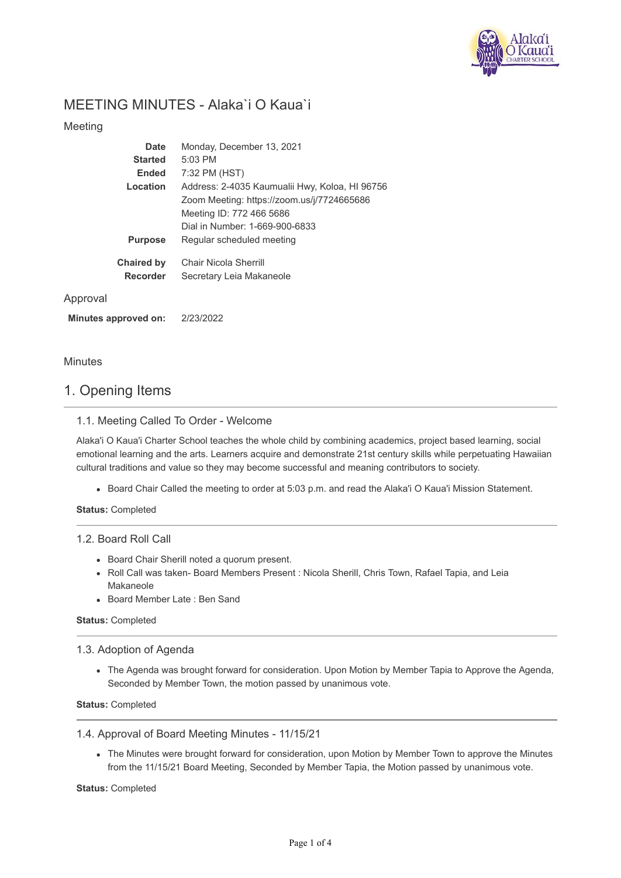# MEETING MINUTES - Alaka`i O Kaua`i

## Meeting

| | |
|---|---|
| **Date** | Monday, December 13, 2021 |
| **Started** | 5:03 PM |
| **Ended** | 7:32 PM (HST) |
| **Location** | Address: 2-4035 Kaumualii Hwy, Koloa, HI 96756<br>Zoom Meeting: https://zoom.us/j/7724665686<br>Meeting ID: 772 466 5686<br>Dial in Number: 1-669-900-6833 |
| **Purpose** | Regular scheduled meeting |
| **Chaired by** | Chair Nicola Sherrill |
| **Recorder** | Secretary Leia Makaneole |

## Approval

**Minutes approved on:** 2/23/2022

## Minutes

# 1. Opening Items

### 1.1. Meeting Called To Order - Welcome

Alaka'i O Kaua'i Charter School teaches the whole child by combining academics, project based learning, social emotional learning and the arts. Learners acquire and demonstrate 21st century skills while perpetuating Hawaiian cultural traditions and value so they may become successful and meaning contributors to society.

- Board Chair Called the meeting to order at 5:03 p.m. and read the Alaka'i O Kaua'i Mission Statement.

**Status:** Completed

### 1.2. Board Roll Call

- Board Chair Sherill noted a quorum present.
- Roll Call was taken- Board Members Present : Nicola Sherill, Chris Town, Rafael Tapia, and Leia Makaneole
- Board Member Late : Ben Sand

**Status:** Completed

### 1.3. Adoption of Agenda

- The Agenda was brought forward for consideration. Upon Motion by Member Tapia to Approve the Agenda, Seconded by Member Town, the motion passed by unanimous vote.

**Status:** Completed

### 1.4. Approval of Board Meeting Minutes - 11/15/21

- The Minutes were brought forward for consideration, upon Motion by Member Town to approve the Minutes from the 11/15/21 Board Meeting, Seconded by Member Tapia, the Motion passed by unanimous vote.

**Status:** Completed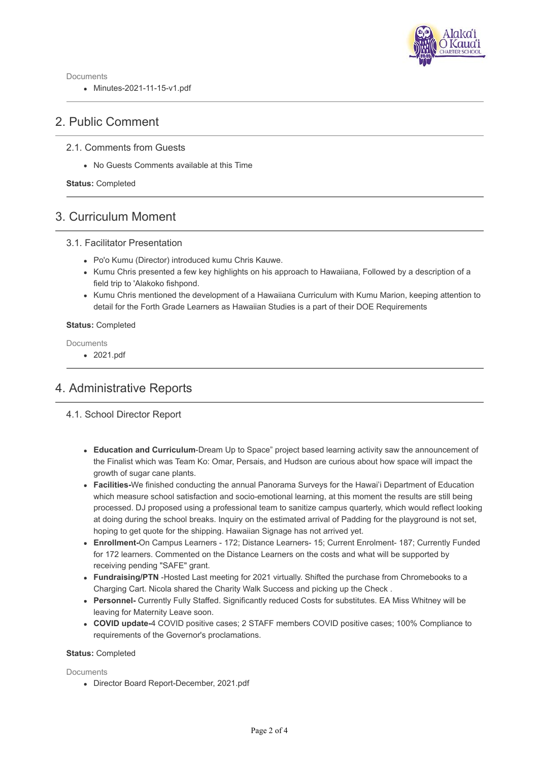Documents

- Minutes-2021-11-15-v1.pdf

## 2. Public Comment

### 2.1. Comments from Guests

- No Guests Comments available at this Time

**Status:** Completed

## 3. Curriculum Moment

### 3.1. Facilitator Presentation

- Po'o Kumu (Director) introduced kumu Chris Kauwe.
- Kumu Chris presented a few key highlights on his approach to Hawaiiana, Followed by a description of a field trip to 'Alakoko fishpond.
- Kumu Chris mentioned the development of a Hawaiiana Curriculum with Kumu Marion, keeping attention to detail for the Forth Grade Learners as Hawaiian Studies is a part of their DOE Requirements

**Status:** Completed

Documents

- 2021.pdf

## 4. Administrative Reports

### 4.1. School Director Report

- **Education and Curriculum**-Dream Up to Space" project based learning activity saw the announcement of the Finalist which was Team Ko: Omar, Persais, and Hudson are curious about how space will impact the growth of sugar cane plants.
- **Facilities-**We finished conducting the annual Panorama Surveys for the Hawai'i Department of Education which measure school satisfaction and socio-emotional learning, at this moment the results are still being processed. DJ proposed using a professional team to sanitize campus quarterly, which would reflect looking at doing during the school breaks. Inquiry on the estimated arrival of Padding for the playground is not set, hoping to get quote for the shipping. Hawaiian Signage has not arrived yet.
- **Enrollment-**On Campus Learners - 172; Distance Learners- 15; Current Enrolment- 187; Currently Funded for 172 learners. Commented on the Distance Learners on the costs and what will be supported by receiving pending "SAFE" grant.
- **Fundraising/PTN** -Hosted Last meeting for 2021 virtually. Shifted the purchase from Chromebooks to a Charging Cart. Nicola shared the Charity Walk Success and picking up the Check .
- **Personnel-** Currently Fully Staffed. Significantly reduced Costs for substitutes. EA Miss Whitney will be leaving for Maternity Leave soon.
- **COVID update-**4 COVID positive cases; 2 STAFF members COVID positive cases; 100% Compliance to requirements of the Governor's proclamations.

**Status:** Completed

Documents

- Director Board Report-December, 2021.pdf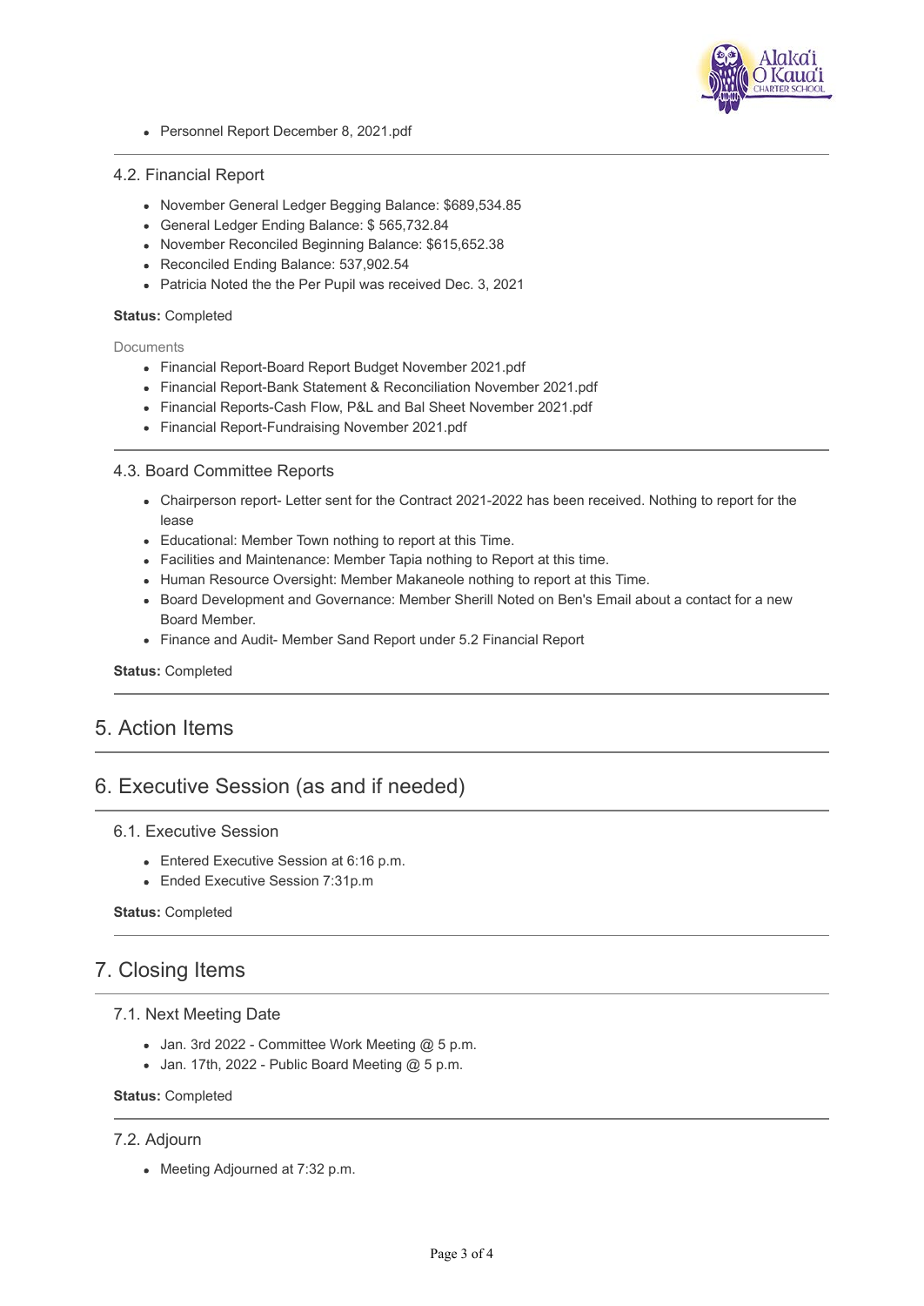- Personnel Report December 8, 2021.pdf

### 4.2. Financial Report

- November General Ledger Begging Balance: $689,534.85
- General Ledger Ending Balance: $ 565,732.84
- November Reconciled Beginning Balance: $615,652.38
- Reconciled Ending Balance: 537,902.54
- Patricia Noted the the Per Pupil was received Dec. 3, 2021

**Status:** Completed

Documents

- Financial Report-Board Report Budget November 2021.pdf
- Financial Report-Bank Statement & Reconciliation November 2021.pdf
- Financial Reports-Cash Flow, P&L and Bal Sheet November 2021.pdf
- Financial Report-Fundraising November 2021.pdf

### 4.3. Board Committee Reports

- Chairperson report- Letter sent for the Contract 2021-2022 has been received. Nothing to report for the lease
- Educational: Member Town nothing to report at this Time.
- Facilities and Maintenance: Member Tapia nothing to Report at this time.
- Human Resource Oversight: Member Makaneole nothing to report at this Time.
- Board Development and Governance: Member Sherill Noted on Ben's Email about a contact for a new Board Member.
- Finance and Audit- Member Sand Report under 5.2 Financial Report

**Status:** Completed

## 5. Action Items

## 6. Executive Session (as and if needed)

### 6.1. Executive Session

- Entered Executive Session at 6:16 p.m.
- Ended Executive Session 7:31p.m

**Status:** Completed

## 7. Closing Items

### 7.1. Next Meeting Date

- Jan. 3rd 2022 - Committee Work Meeting @ 5 p.m.
- Jan. 17th, 2022 - Public Board Meeting @ 5 p.m.

**Status:** Completed

### 7.2. Adjourn

- Meeting Adjourned at 7:32 p.m.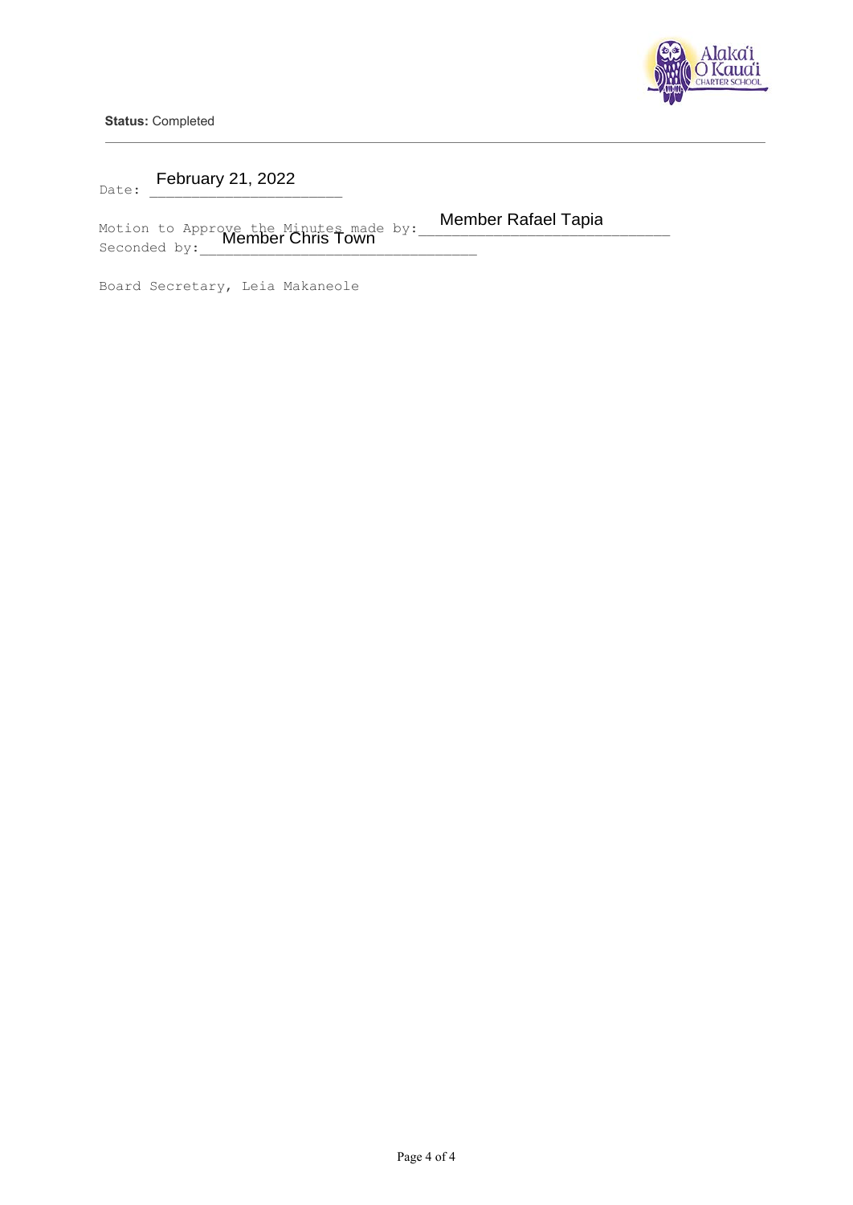**Status:** Completed

---

Date: February 21, 2022

Motion to Approve the Minutes made by: Member Rafael Tapia

Seconded by: Member Chris Town

Board Secretary, Leia Makaneole